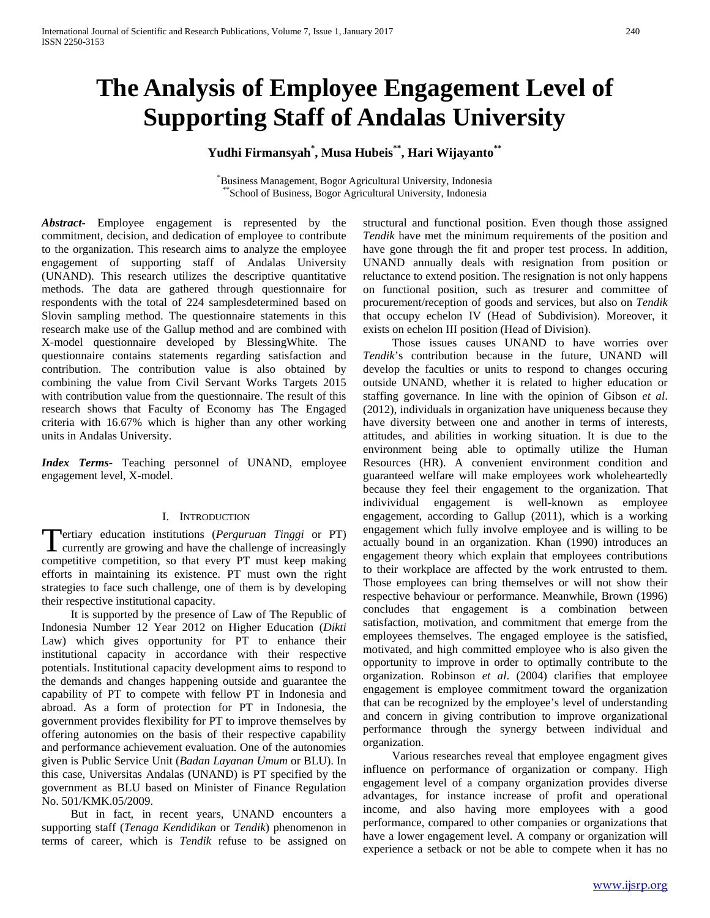# The Analysis of Employee Engagement Level of Supporting Staff of Andalas University

**Yudhi Firmansyah[*], Musa Hubeis[**], Hari Wijayanto[**]**

[*]Business Management, Bogor Agricultural University, Indonesia
[**]School of Business, Bogor Agricultural University, Indonesia

***Abstract*-** Employee engagement is represented by the commitment, decision, and dedication of employee to contribute to the organization. This research aims to analyze the employee engagement of supporting staff of Andalas University (UNAND). This research utilizes the descriptive quantitative methods. The data are gathered through questionnaire for respondents with the total of 224 samplesdetermined based on Slovin sampling method. The questionnaire statements in this research make use of the Gallup method and are combined with X-model questionnaire developed by BlessingWhite. The questionnaire contains statements regarding satisfaction and contribution. The contribution value is also obtained by combining the value from Civil Servant Works Targets 2015 with contribution value from the questionnaire. The result of this research shows that Faculty of Economy has The Engaged criteria with 16.67% which is higher than any other working units in Andalas University.

***Index Terms*-** Teaching personnel of UNAND, employee engagement level, X-model.

## I. Introduction

Tertiary education institutions (*Perguruan Tinggi* or PT) currently are growing and have the challenge of increasingly competitive competition, so that every PT must keep making efforts in maintaining its existence. PT must own the right strategies to face such challenge, one of them is by developing their respective institutional capacity.

It is supported by the presence of Law of The Republic of Indonesia Number 12 Year 2012 on Higher Education (*Dikti* Law) which gives opportunity for PT to enhance their institutional capacity in accordance with their respective potentials. Institutional capacity development aims to respond to the demands and changes happening outside and guarantee the capability of PT to compete with fellow PT in Indonesia and abroad. As a form of protection for PT in Indonesia, the government provides flexibility for PT to improve themselves by offering autonomies on the basis of their respective capability and performance achievement evaluation. One of the autonomies given is Public Service Unit (*Badan Layanan Umum* or BLU). In this case, Universitas Andalas (UNAND) is PT specified by the government as BLU based on Minister of Finance Regulation No. 501/KMK.05/2009.

But in fact, in recent years, UNAND encounters a supporting staff (*Tenaga Kendidikan* or *Tendik*) phenomenon in terms of career, which is *Tendik* refuse to be assigned on structural and functional position. Even though those assigned *Tendik* have met the minimum requirements of the position and have gone through the fit and proper test process. In addition, UNAND annually deals with resignation from position or reluctance to extend position. The resignation is not only happens on functional position, such as tresurer and committee of procurement/reception of goods and services, but also on *Tendik* that occupy echelon IV (Head of Subdivision). Moreover, it exists on echelon III position (Head of Division).

Those issues causes UNAND to have worries over *Tendik*'s contribution because in the future, UNAND will develop the faculties or units to respond to changes occuring outside UNAND, whether it is related to higher education or staffing governance. In line with the opinion of Gibson *et al*. (2012), individuals in organization have uniqueness because they have diversity between one and another in terms of interests, attitudes, and abilities in working situation. It is due to the environment being able to optimally utilize the Human Resources (HR). A convenient environment condition and guaranteed welfare will make employees work wholeheartedly because they feel their engagement to the organization. That indivividual engagement is well-known as employee engagement, according to Gallup (2011), which is a working engagement which fully involve employee and is willing to be actually bound in an organization. Khan (1990) introduces an engagement theory which explain that employees contributions to their workplace are affected by the work entrusted to them. Those employees can bring themselves or will not show their respective behaviour or performance. Meanwhile, Brown (1996) concludes that engagement is a combination between satisfaction, motivation, and commitment that emerge from the employees themselves. The engaged employee is the satisfied, motivated, and high committed employee who is also given the opportunity to improve in order to optimally contribute to the organization. Robinson *et al*. (2004) clarifies that employee engagement is employee commitment toward the organization that can be recognized by the employee's level of understanding and concern in giving contribution to improve organizational performance through the synergy between individual and organization.

Various researches reveal that employee engagment gives influence on performance of organization or company. High engagement level of a company organization provides diverse advantages, for instance increase of profit and operational income, and also having more employees with a good performance, compared to other companies or organizations that have a lower engagement level. A company or organization will experience a setback or not be able to compete when it has no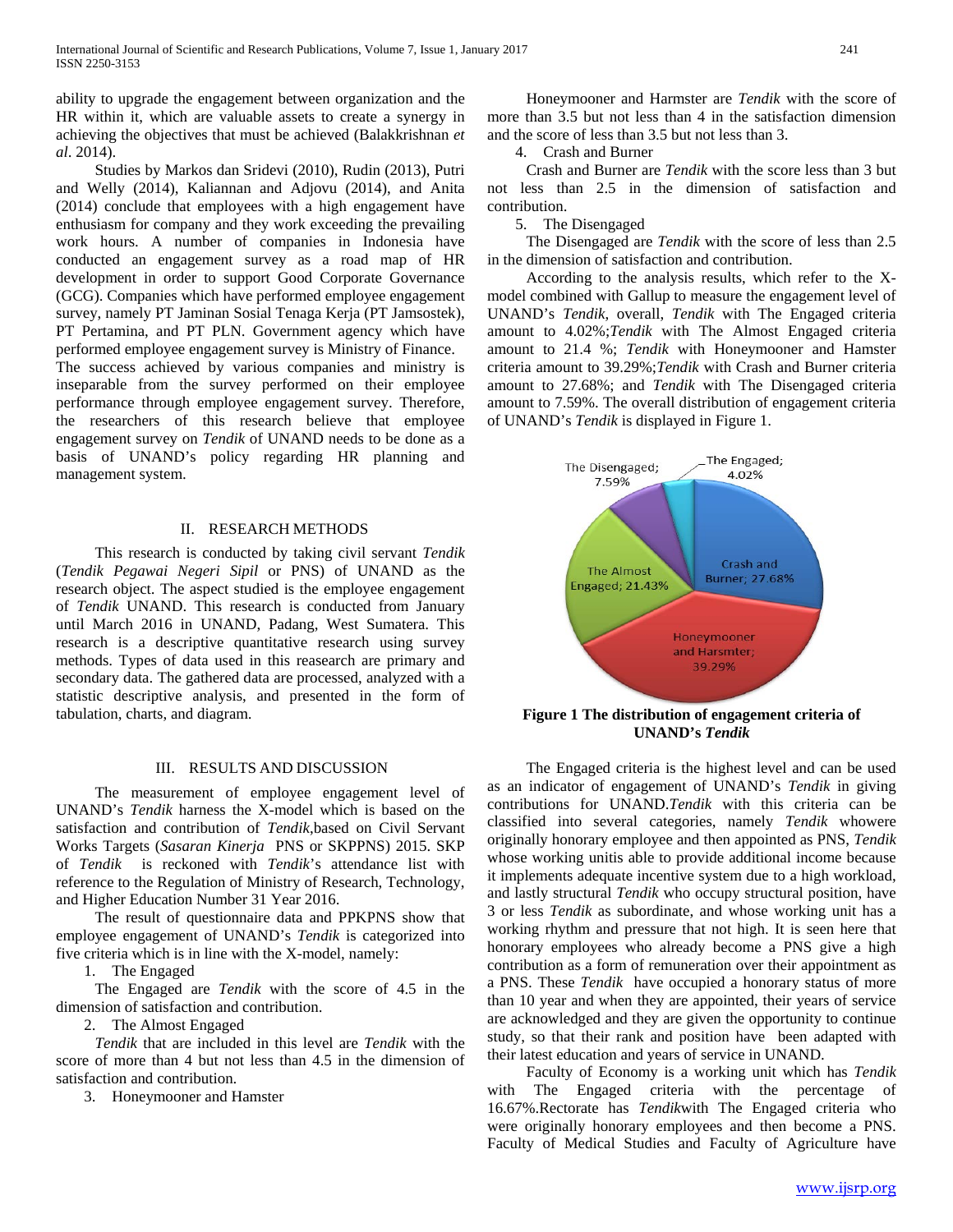ability to upgrade the engagement between organization and the HR within it, which are valuable assets to create a synergy in achieving the objectives that must be achieved (Balakkrishnan *et al*. 2014).

Studies by Markos dan Sridevi (2010), Rudin (2013), Putri and Welly (2014), Kaliannan and Adjovu (2014), and Anita (2014) conclude that employees with a high engagement have enthusiasm for company and they work exceeding the prevailing work hours. A number of companies in Indonesia have conducted an engagement survey as a road map of HR development in order to support Good Corporate Governance (GCG). Companies which have performed employee engagement survey, namely PT Jaminan Sosial Tenaga Kerja (PT Jamsostek), PT Pertamina, and PT PLN. Government agency which have performed employee engagement survey is Ministry of Finance.

The success achieved by various companies and ministry is inseparable from the survey performed on their employee performance through employee engagement survey. Therefore, the researchers of this research believe that employee engagement survey on *Tendik* of UNAND needs to be done as a basis of UNAND's policy regarding HR planning and management system.

## II. RESEARCH METHODS

This research is conducted by taking civil servant *Tendik* (*Tendik Pegawai Negeri Sipil* or PNS) of UNAND as the research object. The aspect studied is the employee engagement of *Tendik* UNAND. This research is conducted from January until March 2016 in UNAND, Padang, West Sumatera. This research is a descriptive quantitative research using survey methods. Types of data used in this reasearch are primary and secondary data. The gathered data are processed, analyzed with a statistic descriptive analysis, and presented in the form of tabulation, charts, and diagram.

## III. RESULTS AND DISCUSSION

The measurement of employee engagement level of UNAND's *Tendik* harness the X-model which is based on the satisfaction and contribution of *Tendik*,based on Civil Servant Works Targets (*Sasaran Kinerja* PNS or SKPPNS) 2015. SKP of *Tendik* is reckoned with *Tendik*'s attendance list with reference to the Regulation of Ministry of Research, Technology, and Higher Education Number 31 Year 2016.

The result of questionnaire data and PPKPNS show that employee engagement of UNAND's *Tendik* is categorized into five criteria which is in line with the X-model, namely:

1. The Engaged

The Engaged are *Tendik* with the score of 4.5 in the dimension of satisfaction and contribution.

2. The Almost Engaged

*Tendik* that are included in this level are *Tendik* with the score of more than 4 but not less than 4.5 in the dimension of satisfaction and contribution.

3. Honeymooner and Hamster

Honeymooner and Harmster are *Tendik* with the score of more than 3.5 but not less than 4 in the satisfaction dimension and the score of less than 3.5 but not less than 3.

4. Crash and Burner

Crash and Burner are *Tendik* with the score less than 3 but not less than 2.5 in the dimension of satisfaction and contribution.

5. The Disengaged

The Disengaged are *Tendik* with the score of less than 2.5 in the dimension of satisfaction and contribution.

According to the analysis results, which refer to the X-model combined with Gallup to measure the engagement level of UNAND's *Tendik*, overall, *Tendik* with The Engaged criteria amount to 4.02%;*Tendik* with The Almost Engaged criteria amount to 21.4 %; *Tendik* with Honeymooner and Hamster criteria amount to 39.29%;*Tendik* with Crash and Burner criteria amount to 27.68%; and *Tendik* with The Disengaged criteria amount to 7.59%. The overall distribution of engagement criteria of UNAND's *Tendik* is displayed in Figure 1.

The Disengaged; 7.59%
The Engaged; 4.02%
Crash and Burner; 27.68%
The Almost Engaged; 21.43%
Honeymooner and Harsmter; 39.29%

**Figure 1 The distribution of engagement criteria of UNAND's *Tendik***

The Engaged criteria is the highest level and can be used as an indicator of engagement of UNAND's *Tendik* in giving contributions for UNAND.*Tendik* with this criteria can be classified into several categories, namely *Tendik* whowere originally honorary employee and then appointed as PNS, *Tendik* whose working unitis able to provide additional income because it implements adequate incentive system due to a high workload, and lastly structural *Tendik* who occupy structural position, have 3 or less *Tendik* as subordinate, and whose working unit has a working rhythm and pressure that not high. It is seen here that honorary employees who already become a PNS give a high contribution as a form of remuneration over their appointment as a PNS. These *Tendik* have occupied a honorary status of more than 10 year and when they are appointed, their years of service are acknowledged and they are given the opportunity to continue study, so that their rank and position have been adapted with their latest education and years of service in UNAND.

Faculty of Economy is a working unit which has *Tendik* with The Engaged criteria with the percentage of 16.67%.Rectorate has *Tendik*with The Engaged criteria who were originally honorary employees and then become a PNS. Faculty of Medical Studies and Faculty of Agriculture have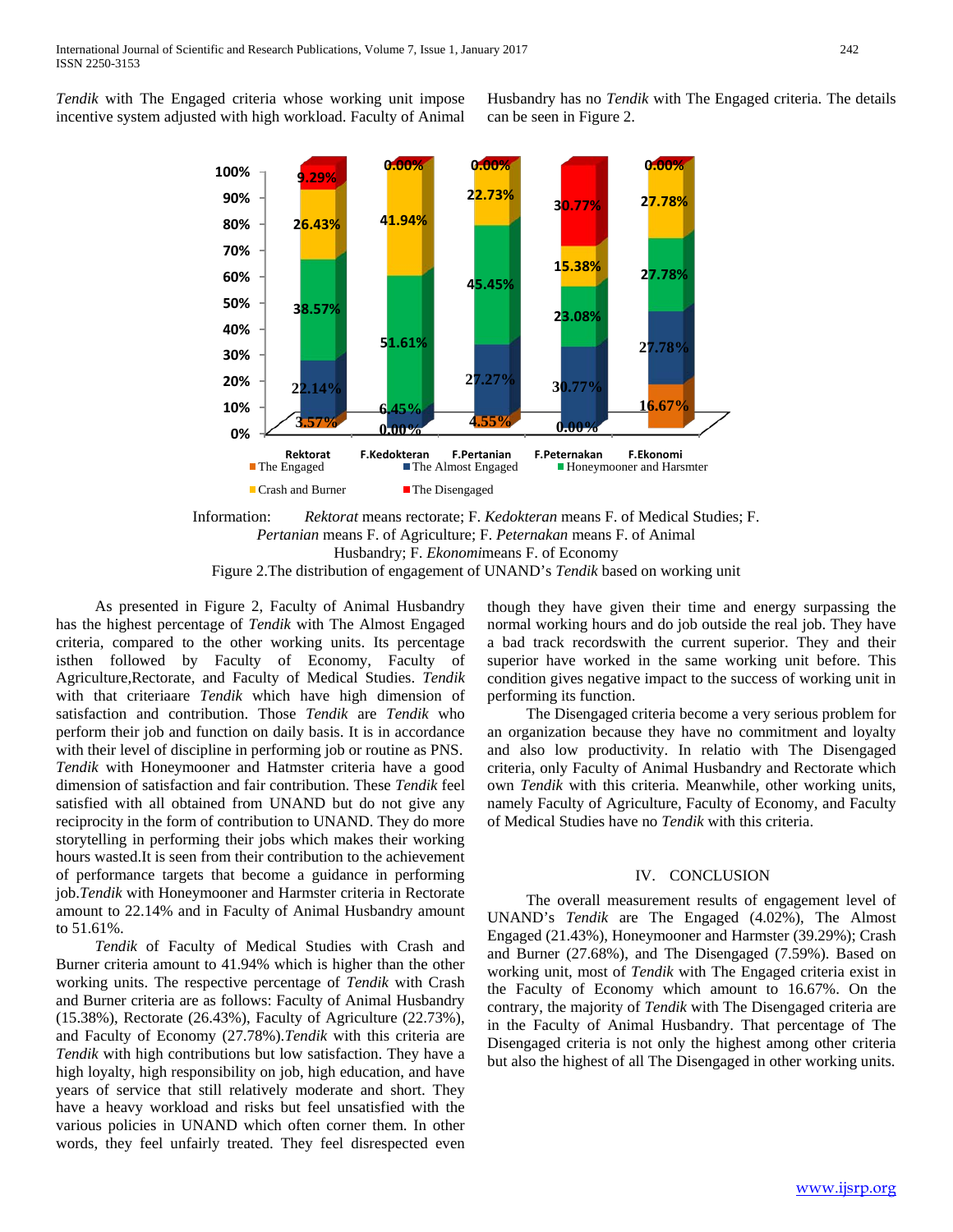*Tendik* with The Engaged criteria whose working unit impose incentive system adjusted with high workload. Faculty of Animal Husbandry has no *Tendik* with The Engaged criteria. The details can be seen in Figure 2.

Information: *Rektorat* means rectorate; F. *Kedokteran* means F. of Medical Studies; F. *Pertanian* means F. of Agriculture; F. *Peternakan* means F. of Animal Husbandry; F. *Ekonomi*means F. of Economy

Figure 2.The distribution of engagement of UNAND's *Tendik* based on working unit

As presented in Figure 2, Faculty of Animal Husbandry has the highest percentage of *Tendik* with The Almost Engaged criteria, compared to the other working units. Its percentage isthen followed by Faculty of Economy, Faculty of Agriculture,Rectorate, and Faculty of Medical Studies. *Tendik* with that criteriaare *Tendik* which have high dimension of satisfaction and contribution. Those *Tendik* are *Tendik* who perform their job and function on daily basis. It is in accordance with their level of discipline in performing job or routine as PNS. *Tendik* with Honeymooner and Hatmster criteria have a good dimension of satisfaction and fair contribution. These *Tendik* feel satisfied with all obtained from UNAND but do not give any reciprocity in the form of contribution to UNAND. They do more storytelling in performing their jobs which makes their working hours wasted.It is seen from their contribution to the achievement of performance targets that become a guidance in performing job.*Tendik* with Honeymooner and Harmster criteria in Rectorate amount to 22.14% and in Faculty of Animal Husbandry amount to 51.61%.

*Tendik* of Faculty of Medical Studies with Crash and Burner criteria amount to 41.94% which is higher than the other working units. The respective percentage of *Tendik* with Crash and Burner criteria are as follows: Faculty of Animal Husbandry (15.38%), Rectorate (26.43%), Faculty of Agriculture (22.73%), and Faculty of Economy (27.78%).*Tendik* with this criteria are *Tendik* with high contributions but low satisfaction. They have a high loyalty, high responsibility on job, high education, and have years of service that still relatively moderate and short. They have a heavy workload and risks but feel unsatisfied with the various policies in UNAND which often corner them. In other words, they feel unfairly treated. They feel disrespected even though they have given their time and energy surpassing the normal working hours and do job outside the real job. They have a bad track recordswith the current superior. They and their superior have worked in the same working unit before. This condition gives negative impact to the success of working unit in performing its function.

The Disengaged criteria become a very serious problem for an organization because they have no commitment and loyalty and also low productivity. In relatio with The Disengaged criteria, only Faculty of Animal Husbandry and Rectorate which own *Tendik* with this criteria. Meanwhile, other working units, namely Faculty of Agriculture, Faculty of Economy, and Faculty of Medical Studies have no *Tendik* with this criteria.

## IV. CONCLUSION

The overall measurement results of engagement level of UNAND's *Tendik* are The Engaged (4.02%), The Almost Engaged (21.43%), Honeymooner and Harmster (39.29%); Crash and Burner (27.68%), and The Disengaged (7.59%). Based on working unit, most of *Tendik* with The Engaged criteria exist in the Faculty of Economy which amount to 16.67%. On the contrary, the majority of *Tendik* with The Disengaged criteria are in the Faculty of Animal Husbandry. That percentage of The Disengaged criteria is not only the highest among other criteria but also the highest of all The Disengaged in other working units.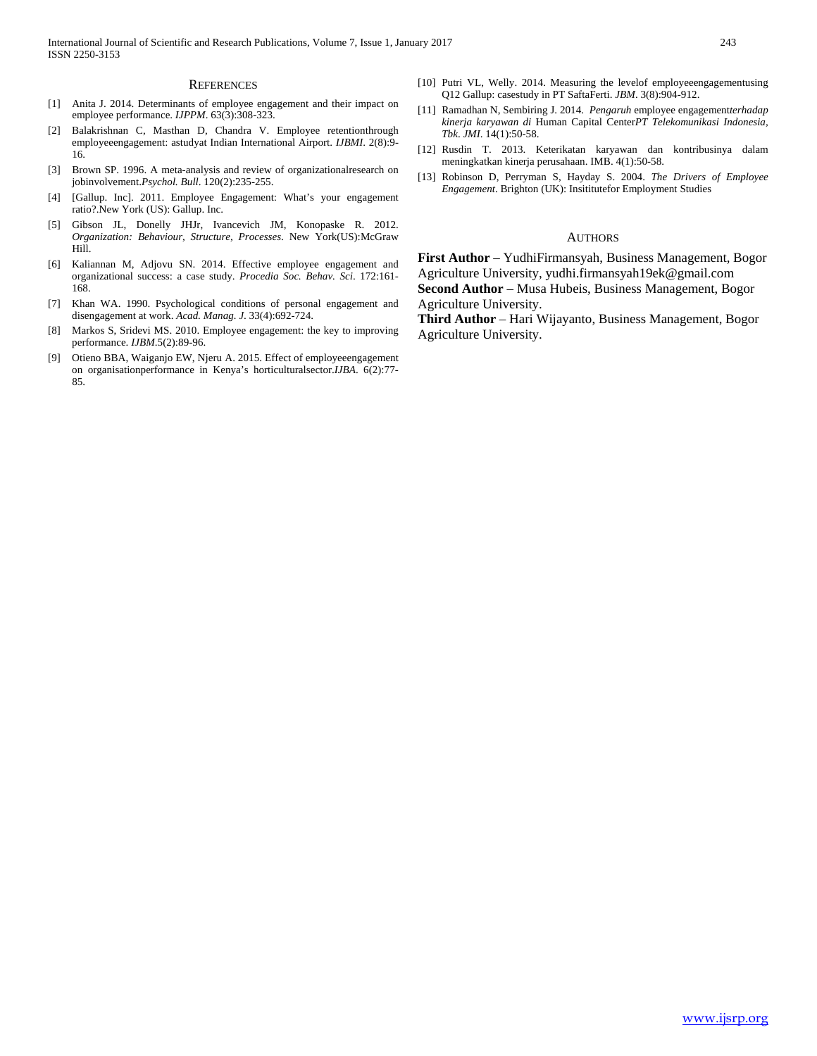## References

[1] Anita J. 2014. Determinants of employee engagement and their impact on employee performance. *IJPPM*. 63(3):308-323.

[2] Balakrishnan C, Masthan D, Chandra V. Employee retentionthrough employeeengagement: astudyat Indian International Airport. *IJBMI*. 2(8):9-16.

[3] Brown SP. 1996. A meta-analysis and review of organizationalresearch on jobinvolvement.*Psychol. Bull*. 120(2):235-255.

[4] [Gallup. Inc]. 2011. Employee Engagement: What's your engagement ratio?.New York (US): Gallup. Inc.

[5] Gibson JL, Donelly JHJr, Ivancevich JM, Konopaske R. 2012. *Organization: Behaviour, Structure, Processes*. New York(US):McGraw Hill.

[6] Kaliannan M, Adjovu SN. 2014. Effective employee engagement and organizational success: a case study. *Procedia Soc. Behav. Sci*. 172:161-168.

[7] Khan WA. 1990. Psychological conditions of personal engagement and disengagement at work. *Acad. Manag. J*. 33(4):692-724.

[8] Markos S, Sridevi MS. 2010. Employee engagement: the key to improving performance. *IJBM*.5(2):89-96.

[9] Otieno BBA, Waiganjo EW, Njeru A. 2015. Effect of employeeengagement on organisationperformance in Kenya's horticulturalsector.*IJBA*. 6(2):77-85.

[10] Putri VL, Welly. 2014. Measuring the levelof employeeengagementusing Q12 Gallup: casestudy in PT SaftaFerti. *JBM*. 3(8):904-912.

[11] Ramadhan N, Sembiring J. 2014. *Pengaruh* employee engagement*terhadap kinerja karyawan di* Human Capital Center*PT Telekomunikasi Indonesia, Tbk*. *JMI*. 14(1):50-58.

[12] Rusdin T. 2013. Keterikatan karyawan dan kontribusinya dalam meningkatkan kinerja perusahaan. IMB. 4(1):50-58.

[13] Robinson D, Perryman S, Hayday S. 2004. *The Drivers of Employee Engagement*. Brighton (UK): Insititutefor Employment Studies

## Authors

**First Author** – YudhiFirmansyah, Business Management, Bogor Agriculture University, yudhi.firmansyah19ek@gmail.com

**Second Author** – Musa Hubeis, Business Management, Bogor Agriculture University.

**Third Author** – Hari Wijayanto, Business Management, Bogor Agriculture University.